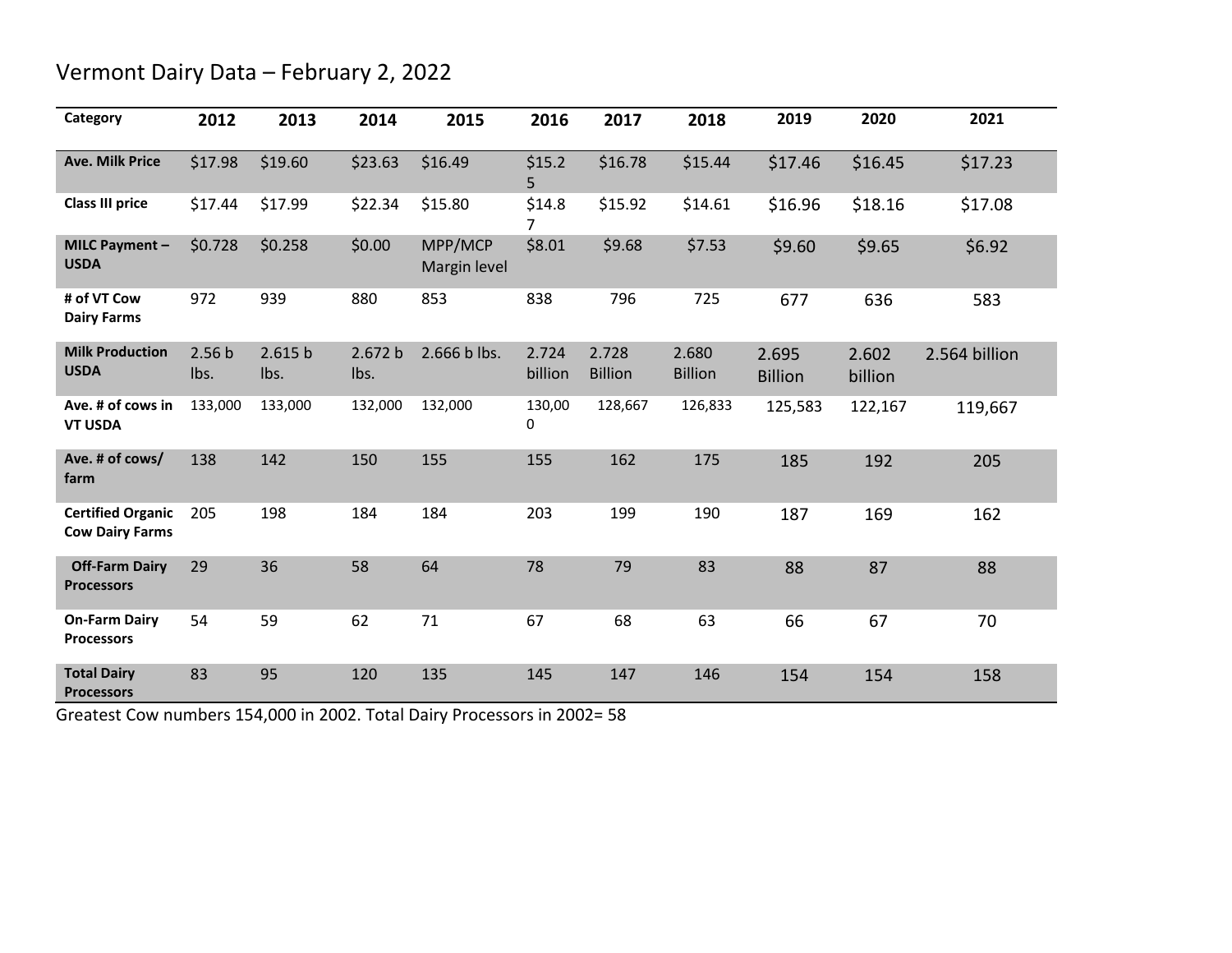# Vermont Dairy Data – February 2, 2022

| Category | 2012 | 2013 | 2014 | 2015 | 2016 | 2017 | 2018 | 2019 | 2020 | 2021 |
|---|---|---|---|---|---|---|---|---|---|---|
| **Ave. Milk Price** | $17.98 | $19.60 | $23.63 | $16.49 | $15.25 | $16.78 | $15.44 | $17.46 | $16.45 | $17.23 |
| **Class III price** | $17.44 | $17.99 | $22.34 | $15.80 | $14.87 | $15.92 | $14.61 | $16.96 | $18.16 | $17.08 |
| **MILC Payment – USDA** | $0.728 | $0.258 | $0.00 | MPP/MCP Margin level | $8.01 | $9.68 | $7.53 | $9.60 | $9.65 | $6.92 |
| **# of VT Cow Dairy Farms** | 972 | 939 | 880 | 853 | 838 | 796 | 725 | 677 | 636 | 583 |
| **Milk Production USDA** | 2.56 b lbs. | 2.615 b lbs. | 2.672 b lbs. | 2.666 b lbs. | 2.724 billion | 2.728 Billion | 2.680 Billion | 2.695 Billion | 2.602 billion | 2.564 billion |
| **Ave. # of cows in VT USDA** | 133,000 | 133,000 | 132,000 | 132,000 | 130,000 | 128,667 | 126,833 | 125,583 | 122,167 | 119,667 |
| **Ave. # of cows/ farm** | 138 | 142 | 150 | 155 | 155 | 162 | 175 | 185 | 192 | 205 |
| **Certified Organic Cow Dairy Farms** | 205 | 198 | 184 | 184 | 203 | 199 | 190 | 187 | 169 | 162 |
| **Off-Farm Dairy Processors** | 29 | 36 | 58 | 64 | 78 | 79 | 83 | 88 | 87 | 88 |
| **On-Farm Dairy Processors** | 54 | 59 | 62 | 71 | 67 | 68 | 63 | 66 | 67 | 70 |
| **Total Dairy Processors** | 83 | 95 | 120 | 135 | 145 | 147 | 146 | 154 | 154 | 158 |

Greatest Cow numbers 154,000 in 2002. Total Dairy Processors in 2002= 58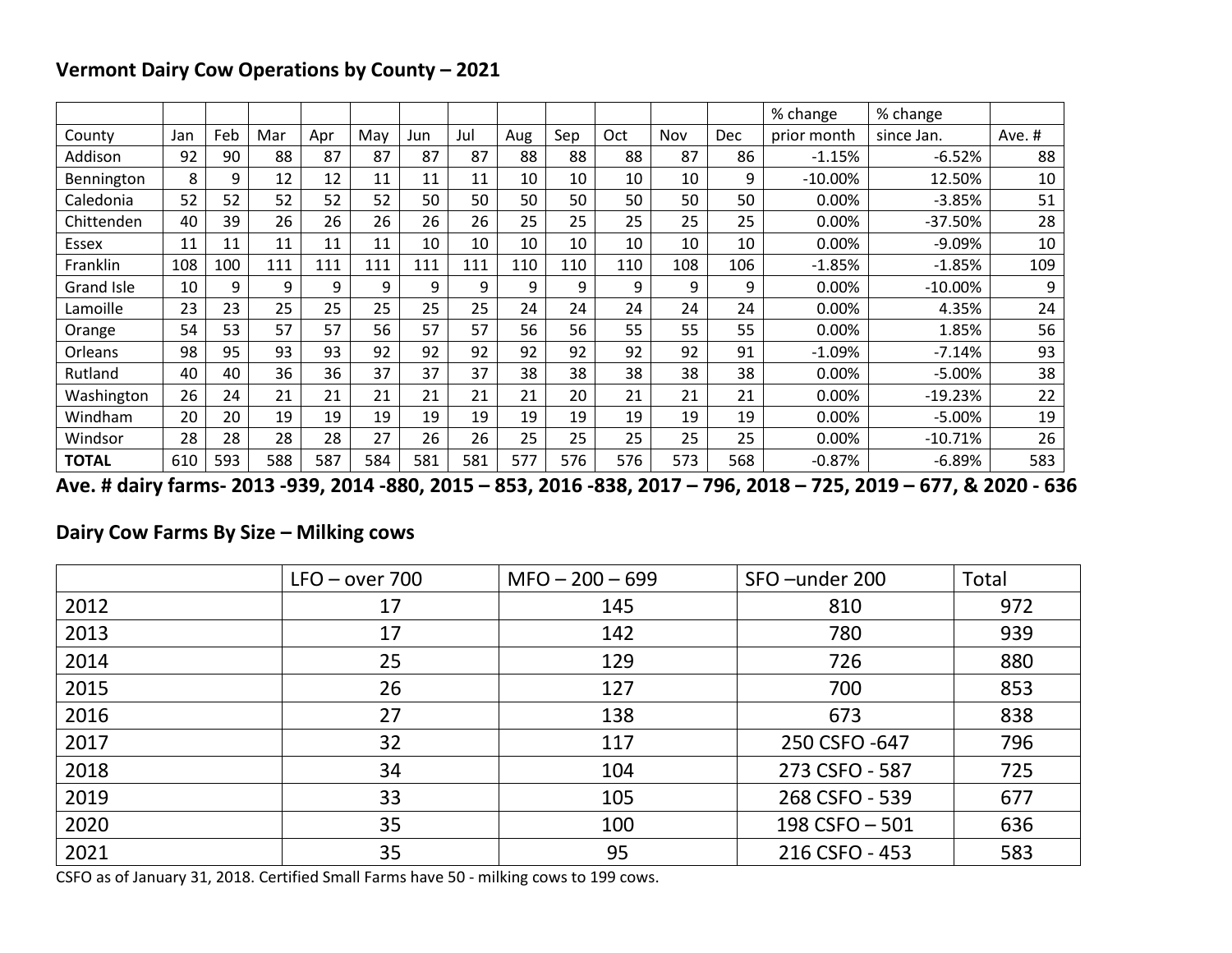**Vermont Dairy Cow Operations by County – 2021**

| County | Jan | Feb | Mar | Apr | May | Jun | Jul | Aug | Sep | Oct | Nov | Dec | % change prior month | % change since Jan. | Ave. # |
|---|---|---|---|---|---|---|---|---|---|---|---|---|---|---|---|
| Addison | 92 | 90 | 88 | 87 | 87 | 87 | 87 | 88 | 88 | 88 | 87 | 86 | -1.15% | -6.52% | 88 |
| Bennington | 8 | 9 | 12 | 12 | 11 | 11 | 11 | 10 | 10 | 10 | 10 | 9 | -10.00% | 12.50% | 10 |
| Caledonia | 52 | 52 | 52 | 52 | 52 | 50 | 50 | 50 | 50 | 50 | 50 | 50 | 0.00% | -3.85% | 51 |
| Chittenden | 40 | 39 | 26 | 26 | 26 | 26 | 26 | 25 | 25 | 25 | 25 | 25 | 0.00% | -37.50% | 28 |
| Essex | 11 | 11 | 11 | 11 | 11 | 10 | 10 | 10 | 10 | 10 | 10 | 10 | 0.00% | -9.09% | 10 |
| Franklin | 108 | 100 | 111 | 111 | 111 | 111 | 111 | 110 | 110 | 110 | 108 | 106 | -1.85% | -1.85% | 109 |
| Grand Isle | 10 | 9 | 9 | 9 | 9 | 9 | 9 | 9 | 9 | 9 | 9 | 9 | 0.00% | -10.00% | 9 |
| Lamoille | 23 | 23 | 25 | 25 | 25 | 25 | 25 | 24 | 24 | 24 | 24 | 24 | 0.00% | 4.35% | 24 |
| Orange | 54 | 53 | 57 | 57 | 56 | 57 | 57 | 56 | 56 | 55 | 55 | 55 | 0.00% | 1.85% | 56 |
| Orleans | 98 | 95 | 93 | 93 | 92 | 92 | 92 | 92 | 92 | 92 | 92 | 91 | -1.09% | -7.14% | 93 |
| Rutland | 40 | 40 | 36 | 36 | 37 | 37 | 37 | 38 | 38 | 38 | 38 | 38 | 0.00% | -5.00% | 38 |
| Washington | 26 | 24 | 21 | 21 | 21 | 21 | 21 | 21 | 20 | 21 | 21 | 21 | 0.00% | -19.23% | 22 |
| Windham | 20 | 20 | 19 | 19 | 19 | 19 | 19 | 19 | 19 | 19 | 19 | 19 | 0.00% | -5.00% | 19 |
| Windsor | 28 | 28 | 28 | 28 | 27 | 26 | 26 | 25 | 25 | 25 | 25 | 25 | 0.00% | -10.71% | 26 |
| **TOTAL** | 610 | 593 | 588 | 587 | 584 | 581 | 581 | 577 | 576 | 576 | 573 | 568 | -0.87% | -6.89% | 583 |

**Ave. # dairy farms- 2013 -939, 2014 -880, 2015 – 853, 2016 -838, 2017 – 796, 2018 – 725, 2019 – 677, & 2020 - 636**

**Dairy Cow Farms By Size – Milking cows**

| | LFO – over 700 | MFO – 200 – 699 | SFO –under 200 | Total |
|---|---|---|---|---|
| 2012 | 17 | 145 | 810 | 972 |
| 2013 | 17 | 142 | 780 | 939 |
| 2014 | 25 | 129 | 726 | 880 |
| 2015 | 26 | 127 | 700 | 853 |
| 2016 | 27 | 138 | 673 | 838 |
| 2017 | 32 | 117 | 250 CSFO -647 | 796 |
| 2018 | 34 | 104 | 273 CSFO - 587 | 725 |
| 2019 | 33 | 105 | 268 CSFO - 539 | 677 |
| 2020 | 35 | 100 | 198 CSFO – 501 | 636 |
| 2021 | 35 | 95 | 216 CSFO - 453 | 583 |

CSFO as of January 31, 2018. Certified Small Farms have 50 - milking cows to 199 cows.